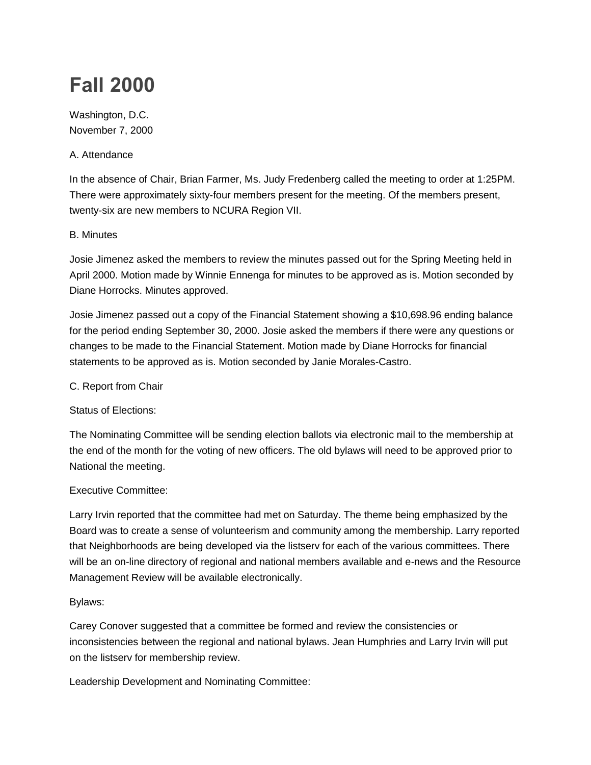# Fall 2000

Washington, D.C.
November 7, 2000

A. Attendance

In the absence of Chair, Brian Farmer, Ms. Judy Fredenberg called the meeting to order at 1:25PM. There were approximately sixty-four members present for the meeting. Of the members present, twenty-six are new members to NCURA Region VII.

B. Minutes

Josie Jimenez asked the members to review the minutes passed out for the Spring Meeting held in April 2000. Motion made by Winnie Ennenga for minutes to be approved as is. Motion seconded by Diane Horrocks. Minutes approved.

Josie Jimenez passed out a copy of the Financial Statement showing a $10,698.96 ending balance for the period ending September 30, 2000. Josie asked the members if there were any questions or changes to be made to the Financial Statement. Motion made by Diane Horrocks for financial statements to be approved as is. Motion seconded by Janie Morales-Castro.

C. Report from Chair

Status of Elections:

The Nominating Committee will be sending election ballots via electronic mail to the membership at the end of the month for the voting of new officers. The old bylaws will need to be approved prior to National the meeting.

Executive Committee:

Larry Irvin reported that the committee had met on Saturday. The theme being emphasized by the Board was to create a sense of volunteerism and community among the membership. Larry reported that Neighborhoods are being developed via the listserv for each of the various committees. There will be an on-line directory of regional and national members available and e-news and the Resource Management Review will be available electronically.

Bylaws:

Carey Conover suggested that a committee be formed and review the consistencies or inconsistencies between the regional and national bylaws. Jean Humphries and Larry Irvin will put on the listserv for membership review.

Leadership Development and Nominating Committee: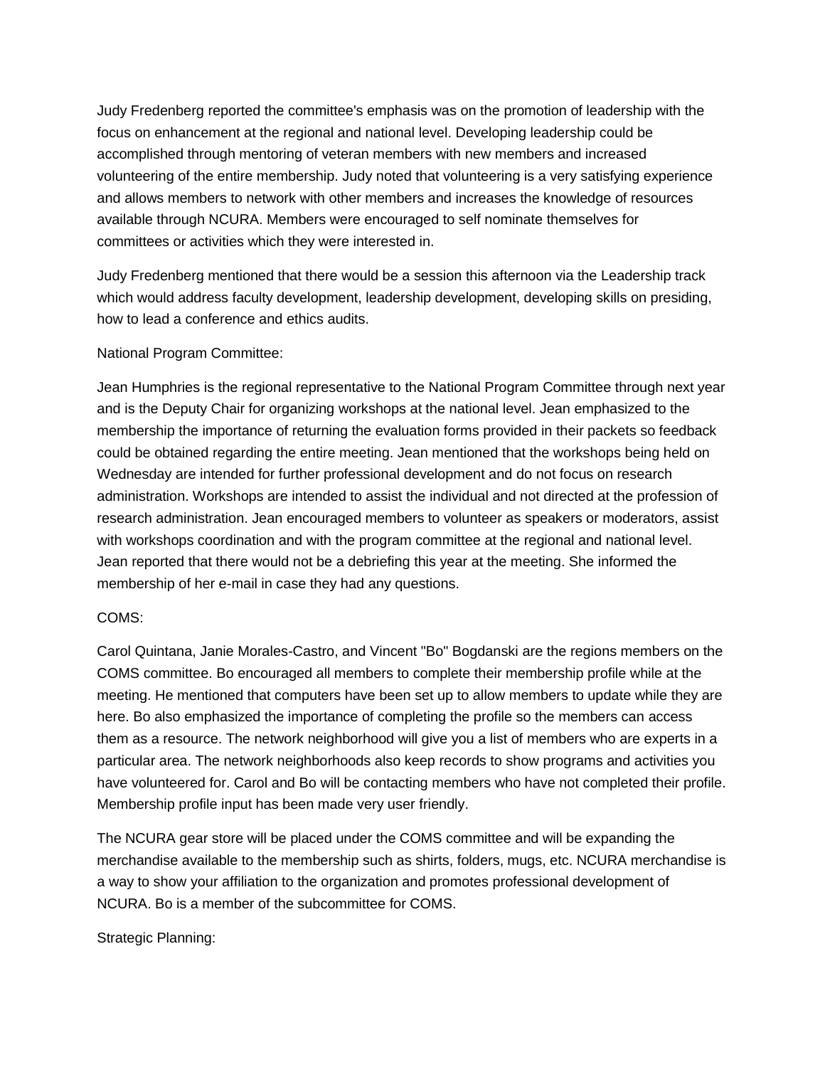Judy Fredenberg reported the committee's emphasis was on the promotion of leadership with the focus on enhancement at the regional and national level. Developing leadership could be accomplished through mentoring of veteran members with new members and increased volunteering of the entire membership. Judy noted that volunteering is a very satisfying experience and allows members to network with other members and increases the knowledge of resources available through NCURA. Members were encouraged to self nominate themselves for committees or activities which they were interested in.

Judy Fredenberg mentioned that there would be a session this afternoon via the Leadership track which would address faculty development, leadership development, developing skills on presiding, how to lead a conference and ethics audits.

National Program Committee:

Jean Humphries is the regional representative to the National Program Committee through next year and is the Deputy Chair for organizing workshops at the national level. Jean emphasized to the membership the importance of returning the evaluation forms provided in their packets so feedback could be obtained regarding the entire meeting. Jean mentioned that the workshops being held on Wednesday are intended for further professional development and do not focus on research administration. Workshops are intended to assist the individual and not directed at the profession of research administration. Jean encouraged members to volunteer as speakers or moderators, assist with workshops coordination and with the program committee at the regional and national level. Jean reported that there would not be a debriefing this year at the meeting. She informed the membership of her e-mail in case they had any questions.

COMS:

Carol Quintana, Janie Morales-Castro, and Vincent "Bo" Bogdanski are the regions members on the COMS committee. Bo encouraged all members to complete their membership profile while at the meeting. He mentioned that computers have been set up to allow members to update while they are here. Bo also emphasized the importance of completing the profile so the members can access them as a resource. The network neighborhood will give you a list of members who are experts in a particular area. The network neighborhoods also keep records to show programs and activities you have volunteered for. Carol and Bo will be contacting members who have not completed their profile. Membership profile input has been made very user friendly.

The NCURA gear store will be placed under the COMS committee and will be expanding the merchandise available to the membership such as shirts, folders, mugs, etc. NCURA merchandise is a way to show your affiliation to the organization and promotes professional development of NCURA. Bo is a member of the subcommittee for COMS.

Strategic Planning: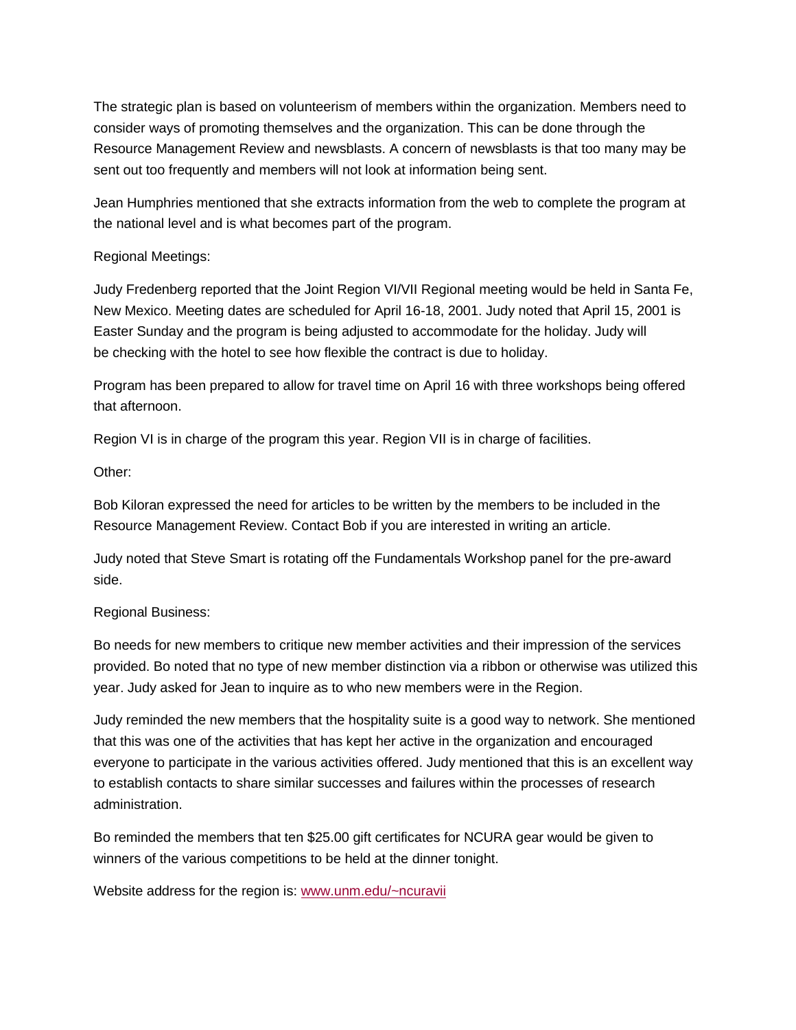The strategic plan is based on volunteerism of members within the organization. Members need to consider ways of promoting themselves and the organization. This can be done through the Resource Management Review and newsblasts. A concern of newsblasts is that too many may be sent out too frequently and members will not look at information being sent.

Jean Humphries mentioned that she extracts information from the web to complete the program at the national level and is what becomes part of the program.

Regional Meetings:

Judy Fredenberg reported that the Joint Region VI/VII Regional meeting would be held in Santa Fe, New Mexico. Meeting dates are scheduled for April 16-18, 2001. Judy noted that April 15, 2001 is Easter Sunday and the program is being adjusted to accommodate for the holiday. Judy will be checking with the hotel to see how flexible the contract is due to holiday.

Program has been prepared to allow for travel time on April 16 with three workshops being offered that afternoon.

Region VI is in charge of the program this year. Region VII is in charge of facilities.

Other:

Bob Kiloran expressed the need for articles to be written by the members to be included in the Resource Management Review. Contact Bob if you are interested in writing an article.

Judy noted that Steve Smart is rotating off the Fundamentals Workshop panel for the pre-award side.

Regional Business:

Bo needs for new members to critique new member activities and their impression of the services provided. Bo noted that no type of new member distinction via a ribbon or otherwise was utilized this year. Judy asked for Jean to inquire as to who new members were in the Region.

Judy reminded the new members that the hospitality suite is a good way to network. She mentioned that this was one of the activities that has kept her active in the organization and encouraged everyone to participate in the various activities offered. Judy mentioned that this is an excellent way to establish contacts to share similar successes and failures within the processes of research administration.

Bo reminded the members that ten $25.00 gift certificates for NCURA gear would be given to winners of the various competitions to be held at the dinner tonight.

Website address for the region is: [www.unm.edu/~ncuravii](www.unm.edu/~ncuravii)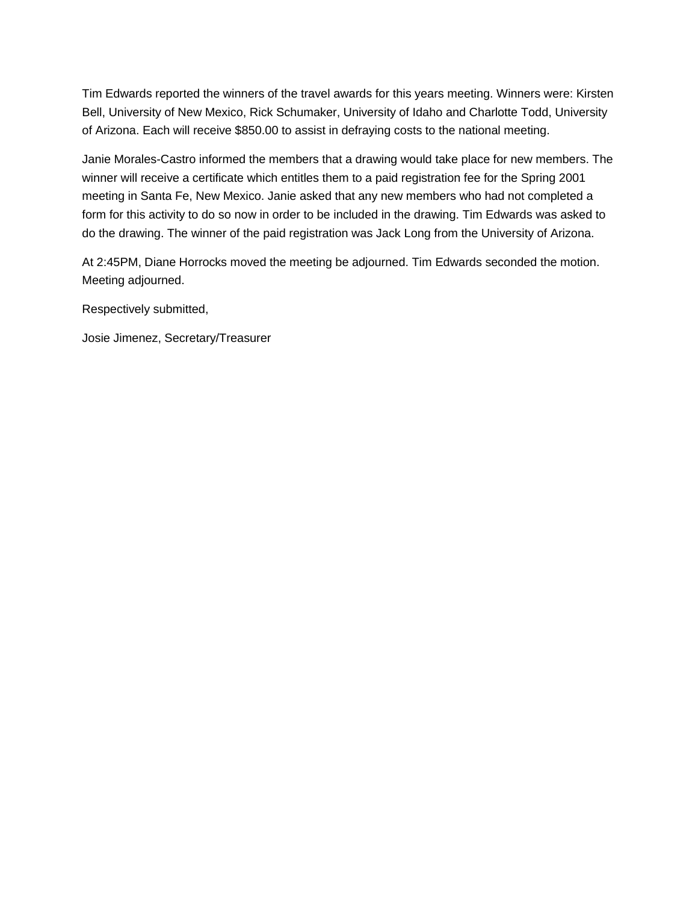Tim Edwards reported the winners of the travel awards for this years meeting. Winners were: Kirsten Bell, University of New Mexico, Rick Schumaker, University of Idaho and Charlotte Todd, University of Arizona. Each will receive $850.00 to assist in defraying costs to the national meeting.

Janie Morales-Castro informed the members that a drawing would take place for new members. The winner will receive a certificate which entitles them to a paid registration fee for the Spring 2001 meeting in Santa Fe, New Mexico. Janie asked that any new members who had not completed a form for this activity to do so now in order to be included in the drawing. Tim Edwards was asked to do the drawing. The winner of the paid registration was Jack Long from the University of Arizona.

At 2:45PM, Diane Horrocks moved the meeting be adjourned. Tim Edwards seconded the motion. Meeting adjourned.

Respectively submitted,

Josie Jimenez, Secretary/Treasurer